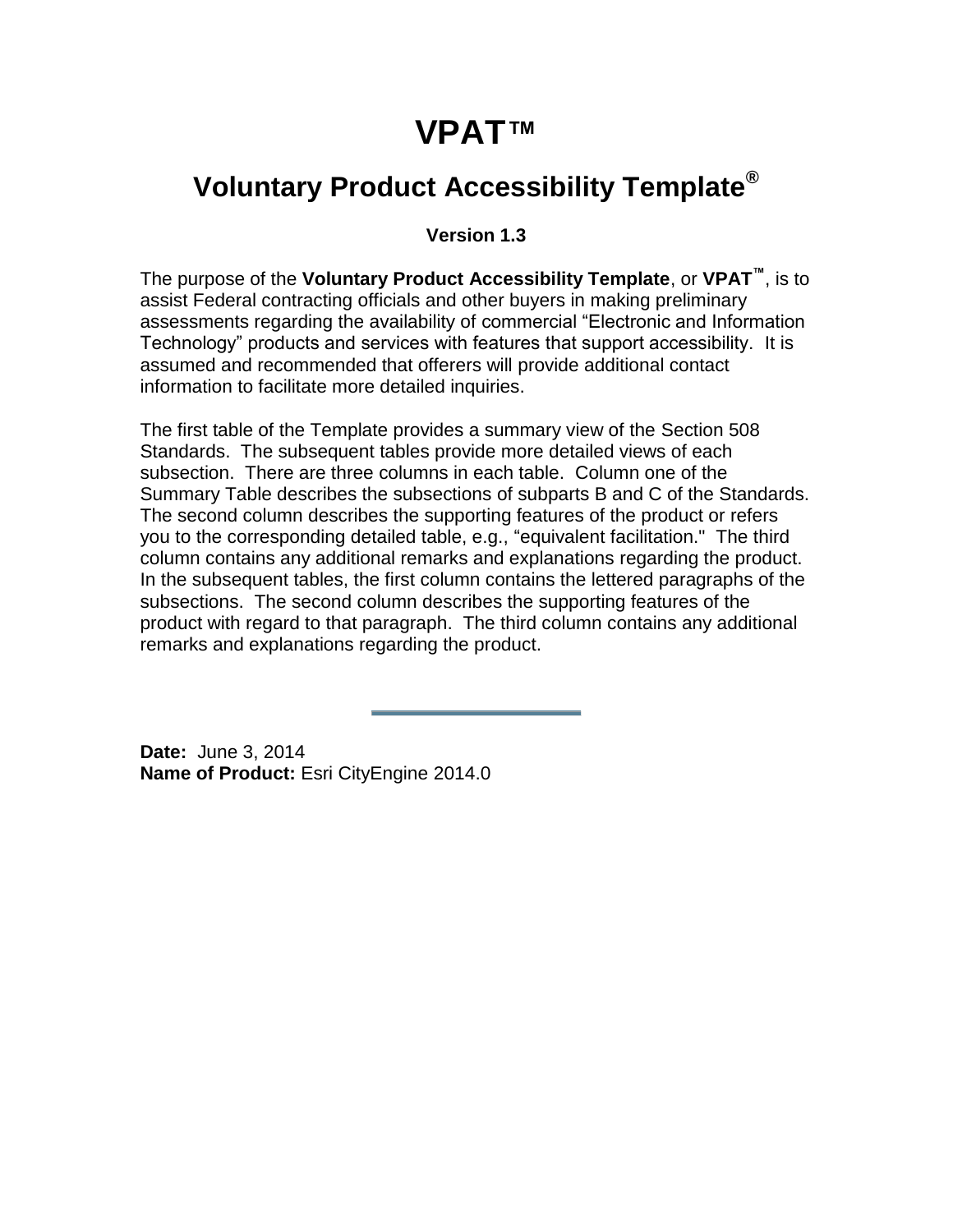# VPAT™

## Voluntary Product Accessibility Template®

**Version 1.3**

The purpose of the **Voluntary Product Accessibility Template**, or **VPAT™**, is to assist Federal contracting officials and other buyers in making preliminary assessments regarding the availability of commercial "Electronic and Information Technology" products and services with features that support accessibility. It is assumed and recommended that offerers will provide additional contact information to facilitate more detailed inquiries.

The first table of the Template provides a summary view of the Section 508 Standards. The subsequent tables provide more detailed views of each subsection. There are three columns in each table. Column one of the Summary Table describes the subsections of subparts B and C of the Standards. The second column describes the supporting features of the product or refers you to the corresponding detailed table, e.g., "equivalent facilitation." The third column contains any additional remarks and explanations regarding the product. In the subsequent tables, the first column contains the lettered paragraphs of the subsections. The second column describes the supporting features of the product with regard to that paragraph. The third column contains any additional remarks and explanations regarding the product.

---

**Date:** June 3, 2014
**Name of Product:** Esri CityEngine 2014.0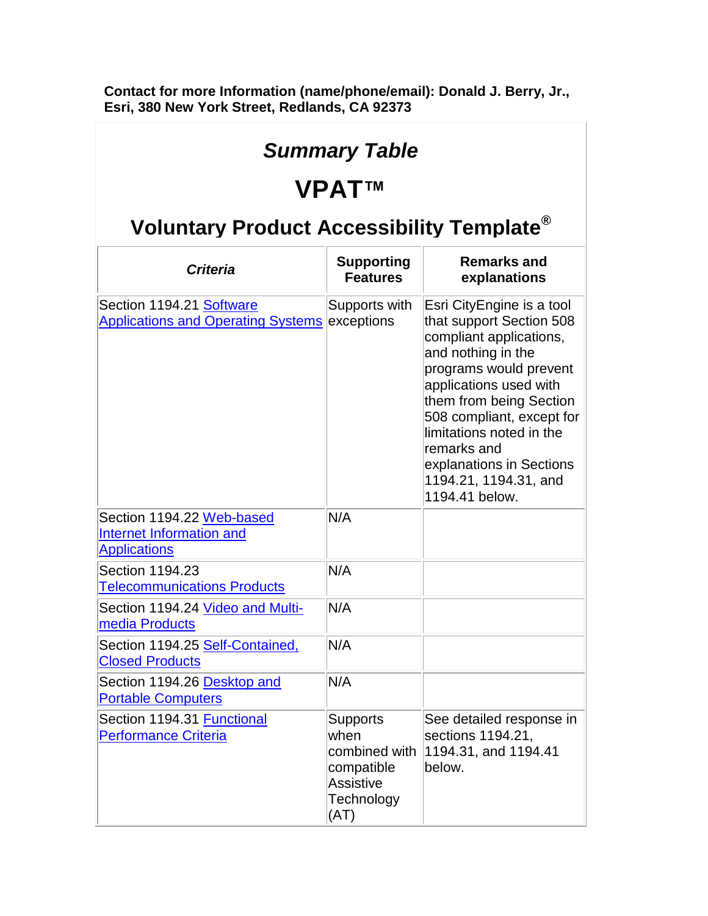**Contact for more Information (name/phone/email): Donald J. Berry, Jr., Esri, 380 New York Street, Redlands, CA 92373**

## *Summary Table*

# VPAT™

## Voluntary Product Accessibility Template®

| *Criteria* | Supporting Features | Remarks and explanations |
|---|---|---|
| Section 1194.21 Software Applications and Operating Systems | Supports with exceptions | Esri CityEngine is a tool that support Section 508 compliant applications, and nothing in the programs would prevent applications used with them from being Section 508 compliant, except for limitations noted in the remarks and explanations in Sections 1194.21, 1194.31, and 1194.41 below. |
| Section 1194.22 Web-based Internet Information and Applications | N/A | |
| Section 1194.23 Telecommunications Products | N/A | |
| Section 1194.24 Video and Multi-media Products | N/A | |
| Section 1194.25 Self-Contained, Closed Products | N/A | |
| Section 1194.26 Desktop and Portable Computers | N/A | |
| Section 1194.31 Functional Performance Criteria | Supports when combined with compatible Assistive Technology (AT) | See detailed response in sections 1194.21, 1194.31, and 1194.41 below. |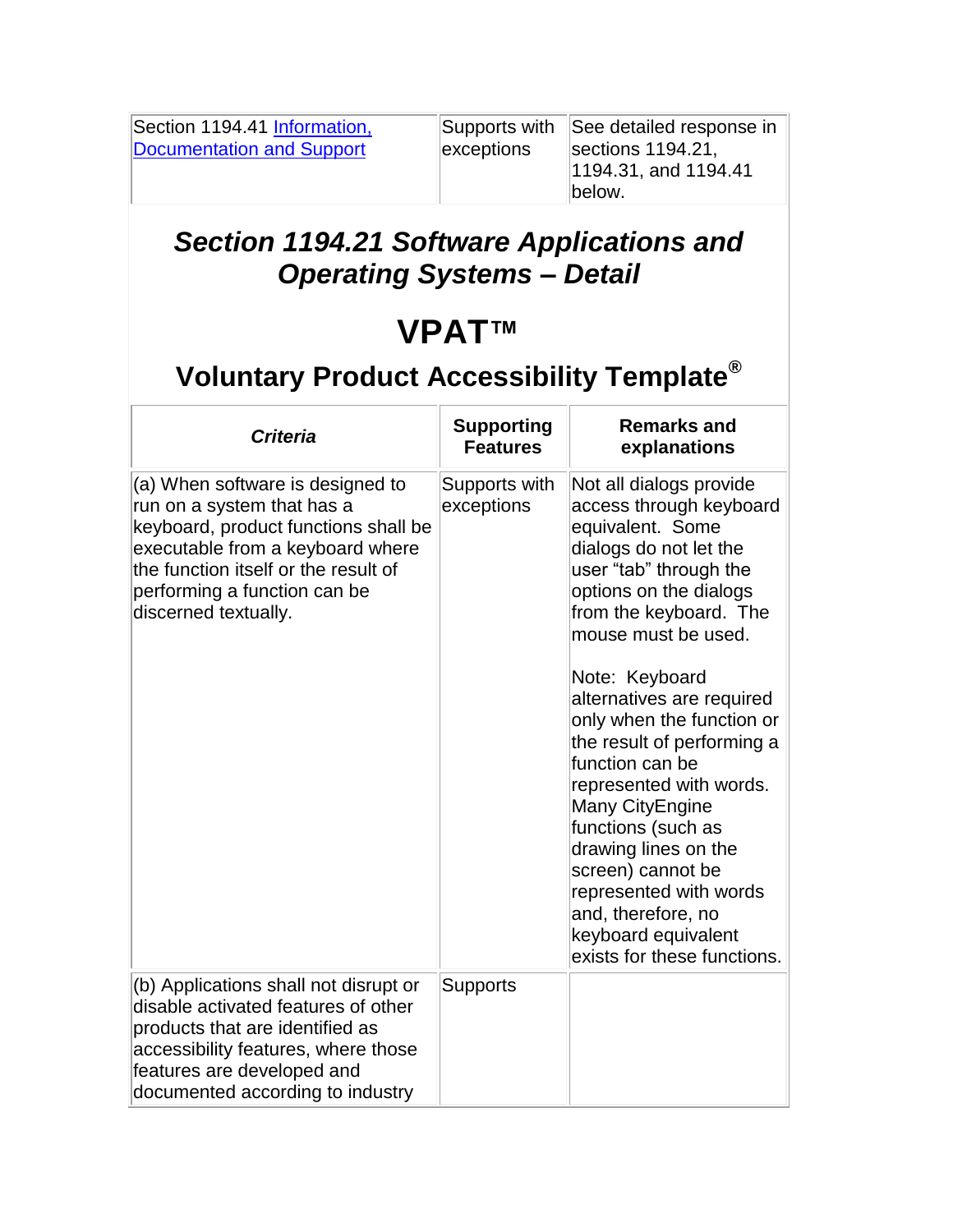| | | |
|---|---|---|
| Section 1194.41 Information, Documentation and Support | Supports with exceptions | See detailed response in sections 1194.21, 1194.31, and 1194.41 below. |

## *Section 1194.21 Software Applications and Operating Systems – Detail*

# VPAT™

## Voluntary Product Accessibility Template®

| *Criteria* | Supporting Features | Remarks and explanations |
|---|---|---|
| (a) When software is designed to run on a system that has a keyboard, product functions shall be executable from a keyboard where the function itself or the result of performing a function can be discerned textually. | Supports with exceptions | Not all dialogs provide access through keyboard equivalent. Some dialogs do not let the user "tab" through the options on the dialogs from the keyboard. The mouse must be used.<br><br>Note: Keyboard alternatives are required only when the function or the result of performing a function can be represented with words. Many CityEngine functions (such as drawing lines on the screen) cannot be represented with words and, therefore, no keyboard equivalent exists for these functions. |
| (b) Applications shall not disrupt or disable activated features of other products that are identified as accessibility features, where those features are developed and documented according to industry | Supports | |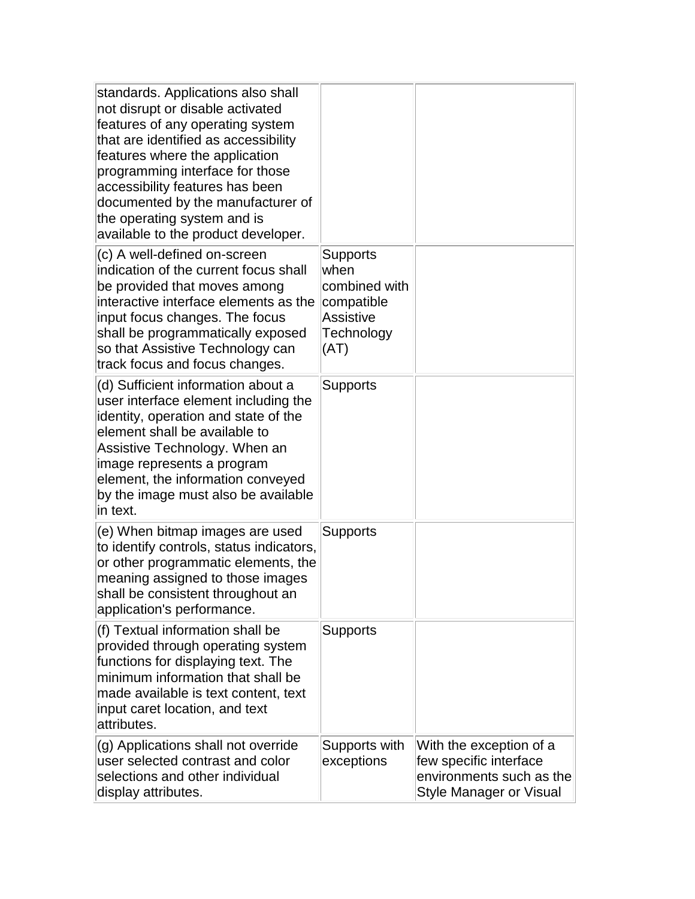| | | |
|---|---|---|
| standards. Applications also shall not disrupt or disable activated features of any operating system that are identified as accessibility features where the application programming interface for those accessibility features has been documented by the manufacturer of the operating system and is available to the product developer. | | |
| (c) A well-defined on-screen indication of the current focus shall be provided that moves among interactive interface elements as the input focus changes. The focus shall be programmatically exposed so that Assistive Technology can track focus and focus changes. | Supports when combined with compatible Assistive Technology (AT) | |
| (d) Sufficient information about a user interface element including the identity, operation and state of the element shall be available to Assistive Technology. When an image represents a program element, the information conveyed by the image must also be available in text. | Supports | |
| (e) When bitmap images are used to identify controls, status indicators, or other programmatic elements, the meaning assigned to those images shall be consistent throughout an application's performance. | Supports | |
| (f) Textual information shall be provided through operating system functions for displaying text. The minimum information that shall be made available is text content, text input caret location, and text attributes. | Supports | |
| (g) Applications shall not override user selected contrast and color selections and other individual display attributes. | Supports with exceptions | With the exception of a few specific interface environments such as the Style Manager or Visual |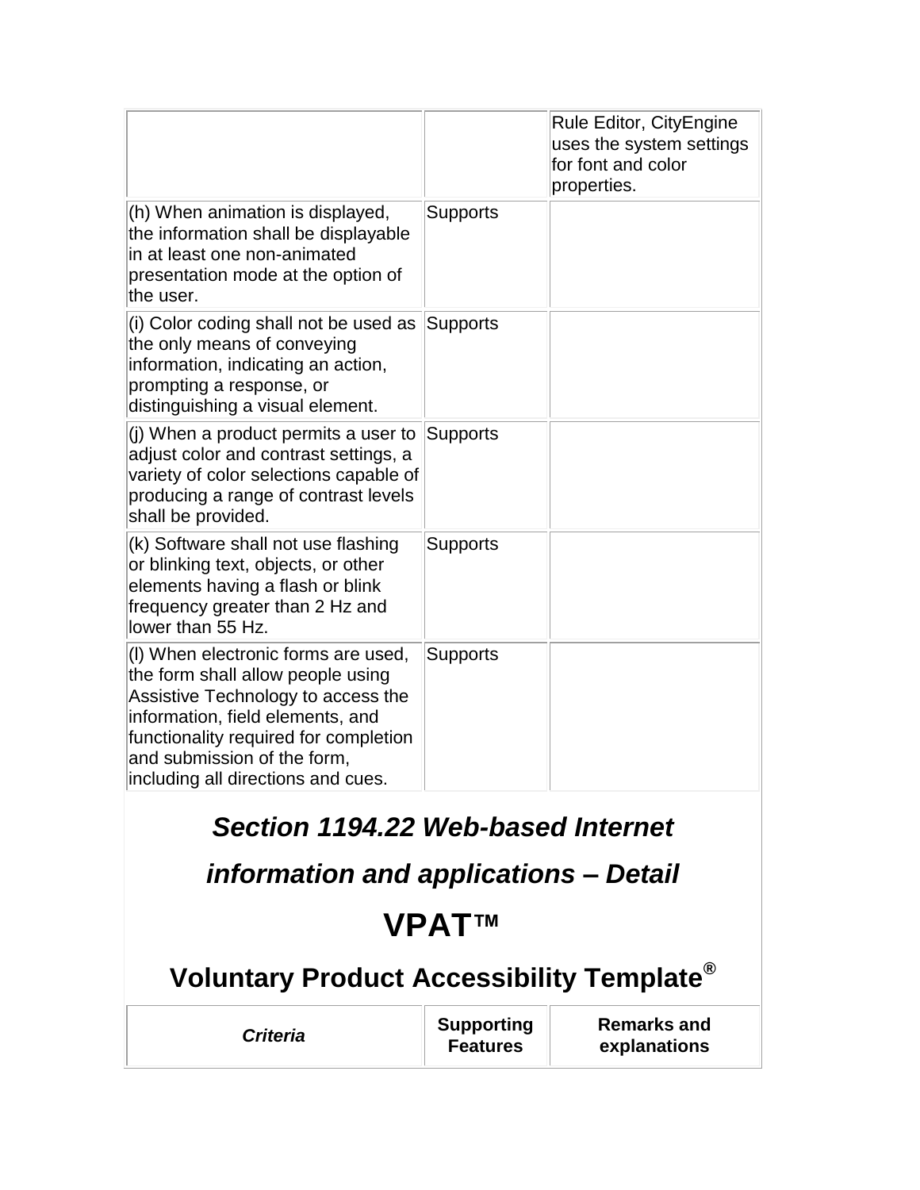| | | |
|---|---|---|
| | | Rule Editor, CityEngine uses the system settings for font and color properties. |
| (h) When animation is displayed, the information shall be displayable in at least one non-animated presentation mode at the option of the user. | Supports | |
| (i) Color coding shall not be used as the only means of conveying information, indicating an action, prompting a response, or distinguishing a visual element. | Supports | |
| (j) When a product permits a user to adjust color and contrast settings, a variety of color selections capable of producing a range of contrast levels shall be provided. | Supports | |
| (k) Software shall not use flashing or blinking text, objects, or other elements having a flash or blink frequency greater than 2 Hz and lower than 55 Hz. | Supports | |
| (l) When electronic forms are used, the form shall allow people using Assistive Technology to access the information, field elements, and functionality required for completion and submission of the form, including all directions and cues. | Supports | |

## *Section 1194.22 Web-based Internet information and applications – Detail*

## VPAT™

## Voluntary Product Accessibility Template®

| *Criteria* | **Supporting Features** | **Remarks and explanations** |
|---|---|---|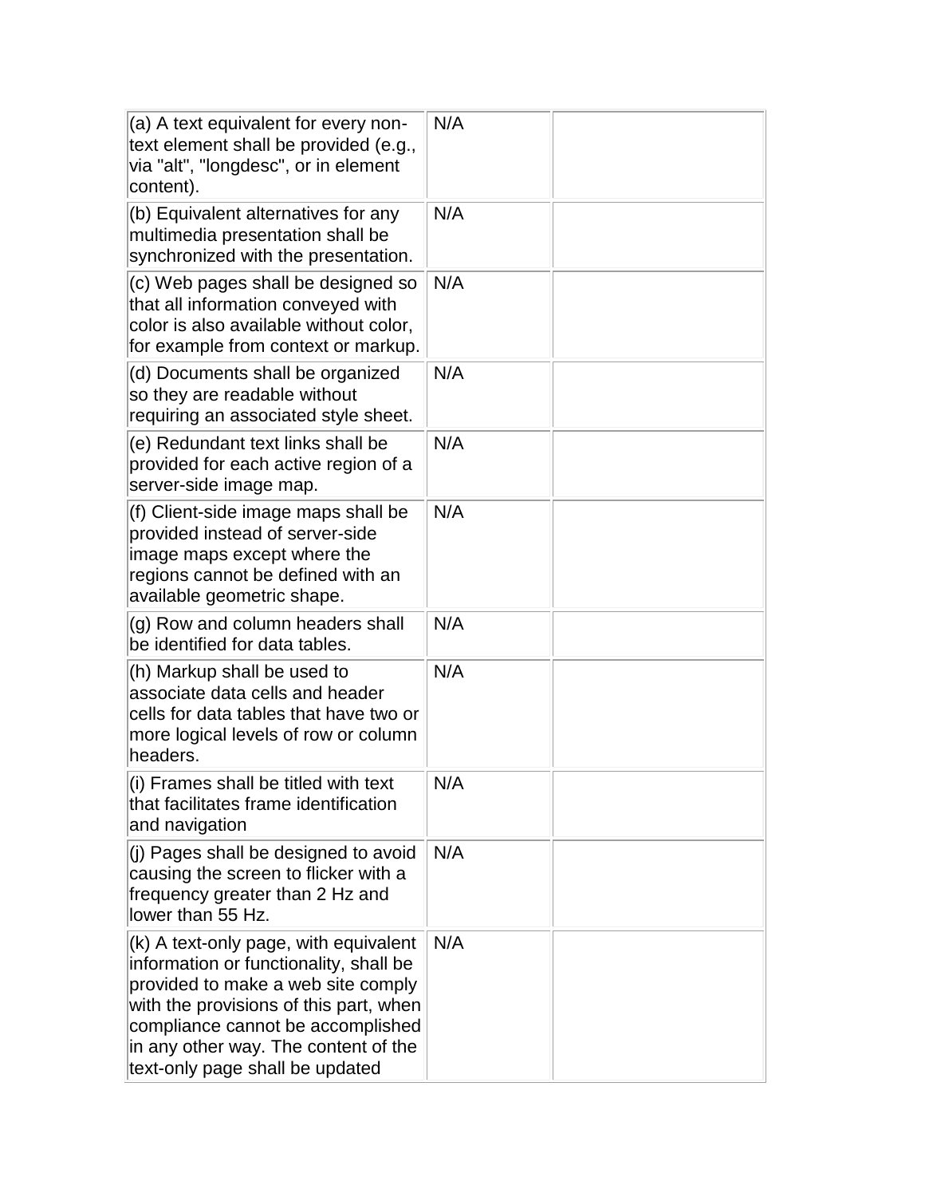| | | |
|---|---|---|
| (a) A text equivalent for every non-text element shall be provided (e.g., via "alt", "longdesc", or in element content). | N/A | |
| (b) Equivalent alternatives for any multimedia presentation shall be synchronized with the presentation. | N/A | |
| (c) Web pages shall be designed so that all information conveyed with color is also available without color, for example from context or markup. | N/A | |
| (d) Documents shall be organized so they are readable without requiring an associated style sheet. | N/A | |
| (e) Redundant text links shall be provided for each active region of a server-side image map. | N/A | |
| (f) Client-side image maps shall be provided instead of server-side image maps except where the regions cannot be defined with an available geometric shape. | N/A | |
| (g) Row and column headers shall be identified for data tables. | N/A | |
| (h) Markup shall be used to associate data cells and header cells for data tables that have two or more logical levels of row or column headers. | N/A | |
| (i) Frames shall be titled with text that facilitates frame identification and navigation | N/A | |
| (j) Pages shall be designed to avoid causing the screen to flicker with a frequency greater than 2 Hz and lower than 55 Hz. | N/A | |
| (k) A text-only page, with equivalent information or functionality, shall be provided to make a web site comply with the provisions of this part, when compliance cannot be accomplished in any other way. The content of the text-only page shall be updated | N/A | |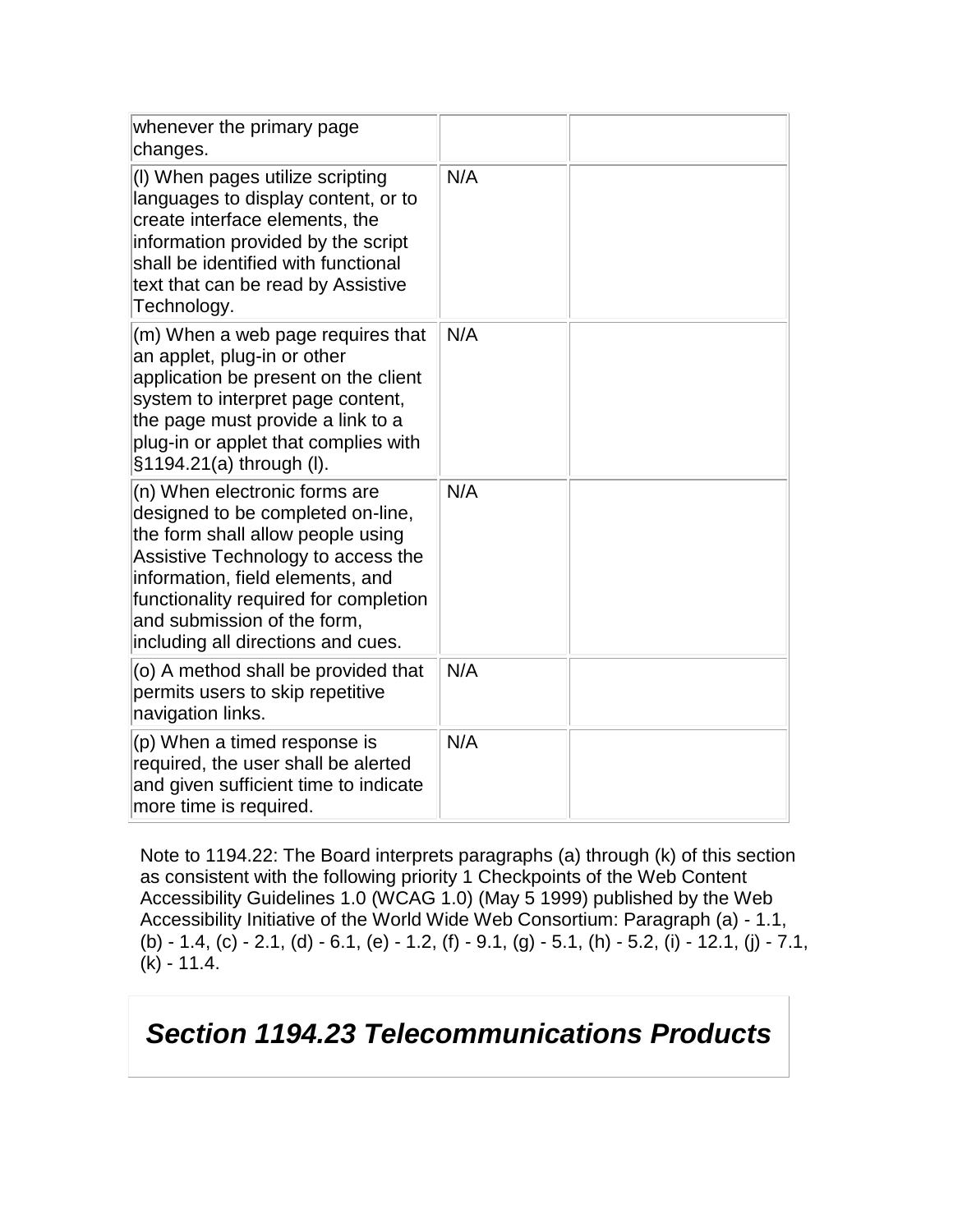| | | |
|---|---|---|
| whenever the primary page changes. | | |
| (l) When pages utilize scripting languages to display content, or to create interface elements, the information provided by the script shall be identified with functional text that can be read by Assistive Technology. | N/A | |
| (m) When a web page requires that an applet, plug-in or other application be present on the client system to interpret page content, the page must provide a link to a plug-in or applet that complies with §1194.21(a) through (l). | N/A | |
| (n) When electronic forms are designed to be completed on-line, the form shall allow people using Assistive Technology to access the information, field elements, and functionality required for completion and submission of the form, including all directions and cues. | N/A | |
| (o) A method shall be provided that permits users to skip repetitive navigation links. | N/A | |
| (p) When a timed response is required, the user shall be alerted and given sufficient time to indicate more time is required. | N/A | |

Note to 1194.22: The Board interprets paragraphs (a) through (k) of this section as consistent with the following priority 1 Checkpoints of the Web Content Accessibility Guidelines 1.0 (WCAG 1.0) (May 5 1999) published by the Web Accessibility Initiative of the World Wide Web Consortium: Paragraph (a) - 1.1, (b) - 1.4, (c) - 2.1, (d) - 6.1, (e) - 1.2, (f) - 9.1, (g) - 5.1, (h) - 5.2, (i) - 12.1, (j) - 7.1, (k) - 11.4.

## *Section 1194.23 Telecommunications Products*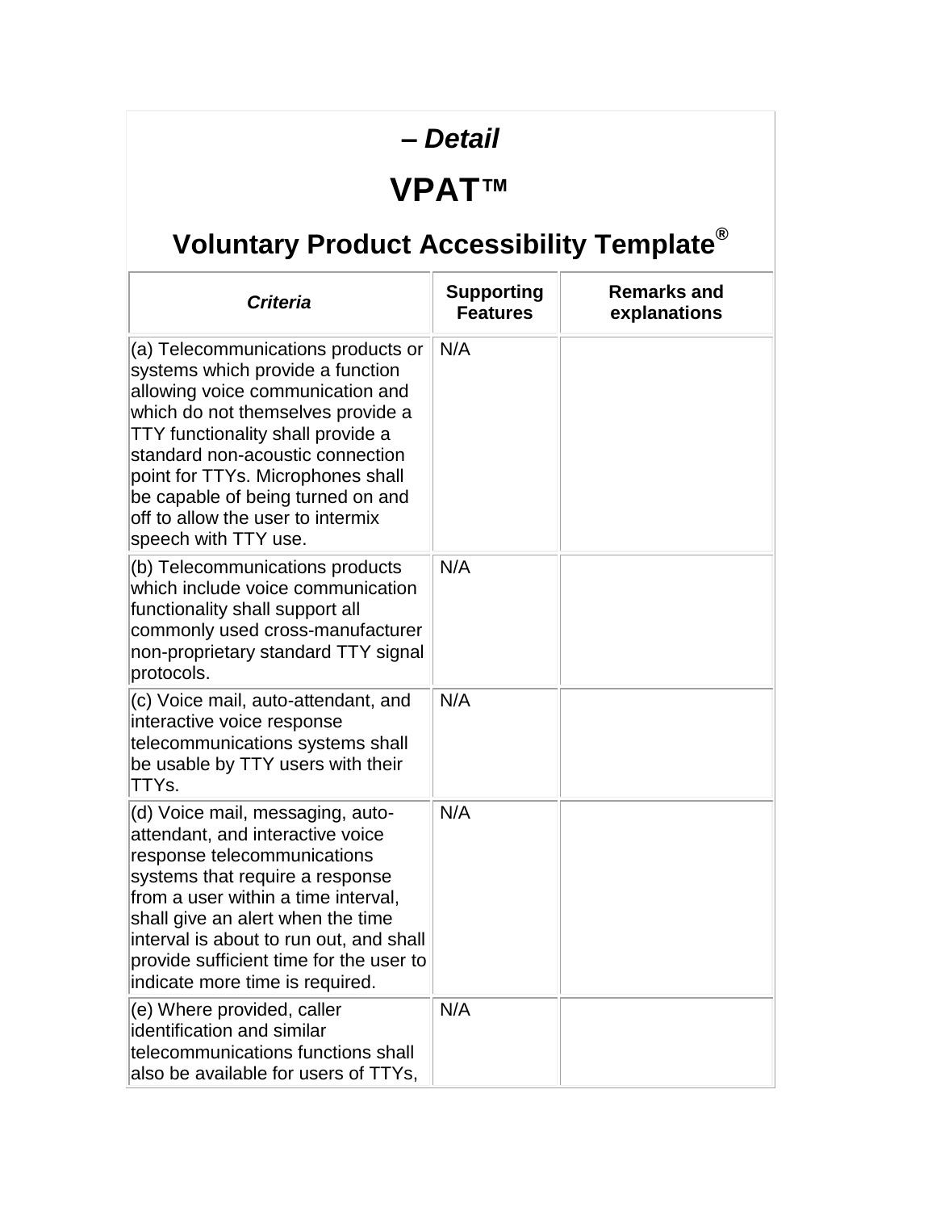## *– Detail*

# VPAT™

## Voluntary Product Accessibility Template®

| ***Criteria*** | **Supporting Features** | **Remarks and explanations** |
|---|---|---|
| (a) Telecommunications products or systems which provide a function allowing voice communication and which do not themselves provide a TTY functionality shall provide a standard non-acoustic connection point for TTYs. Microphones shall be capable of being turned on and off to allow the user to intermix speech with TTY use. | N/A | |
| (b) Telecommunications products which include voice communication functionality shall support all commonly used cross-manufacturer non-proprietary standard TTY signal protocols. | N/A | |
| (c) Voice mail, auto-attendant, and interactive voice response telecommunications systems shall be usable by TTY users with their TTYs. | N/A | |
| (d) Voice mail, messaging, auto-attendant, and interactive voice response telecommunications systems that require a response from a user within a time interval, shall give an alert when the time interval is about to run out, and shall provide sufficient time for the user to indicate more time is required. | N/A | |
| (e) Where provided, caller identification and similar telecommunications functions shall also be available for users of TTYs, | N/A | |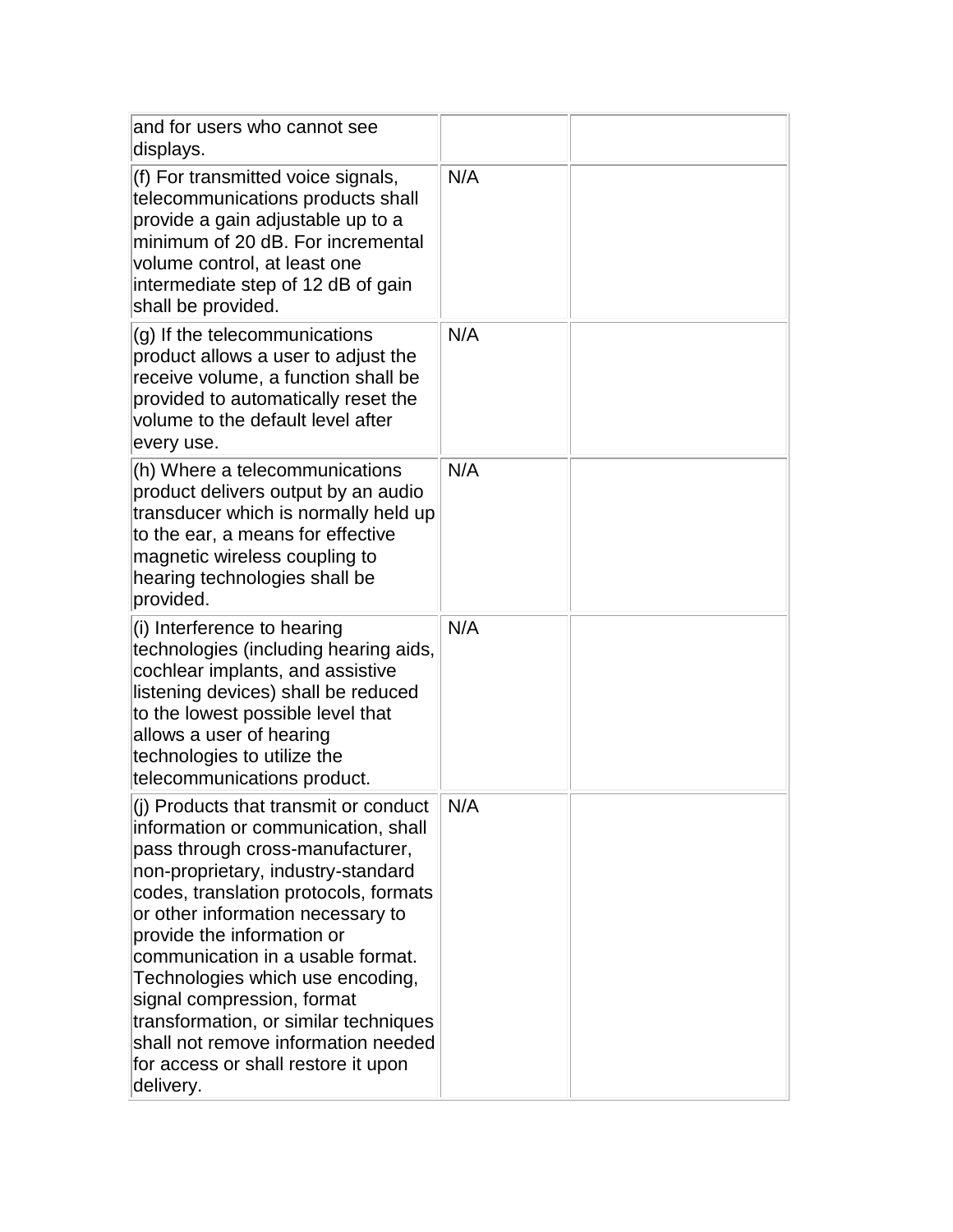| | | |
|---|---|---|
| and for users who cannot see displays. | | |
| (f) For transmitted voice signals, telecommunications products shall provide a gain adjustable up to a minimum of 20 dB. For incremental volume control, at least one intermediate step of 12 dB of gain shall be provided. | N/A | |
| (g) If the telecommunications product allows a user to adjust the receive volume, a function shall be provided to automatically reset the volume to the default level after every use. | N/A | |
| (h) Where a telecommunications product delivers output by an audio transducer which is normally held up to the ear, a means for effective magnetic wireless coupling to hearing technologies shall be provided. | N/A | |
| (i) Interference to hearing technologies (including hearing aids, cochlear implants, and assistive listening devices) shall be reduced to the lowest possible level that allows a user of hearing technologies to utilize the telecommunications product. | N/A | |
| (j) Products that transmit or conduct information or communication, shall pass through cross-manufacturer, non-proprietary, industry-standard codes, translation protocols, formats or other information necessary to provide the information or communication in a usable format. Technologies which use encoding, signal compression, format transformation, or similar techniques shall not remove information needed for access or shall restore it upon delivery. | N/A | |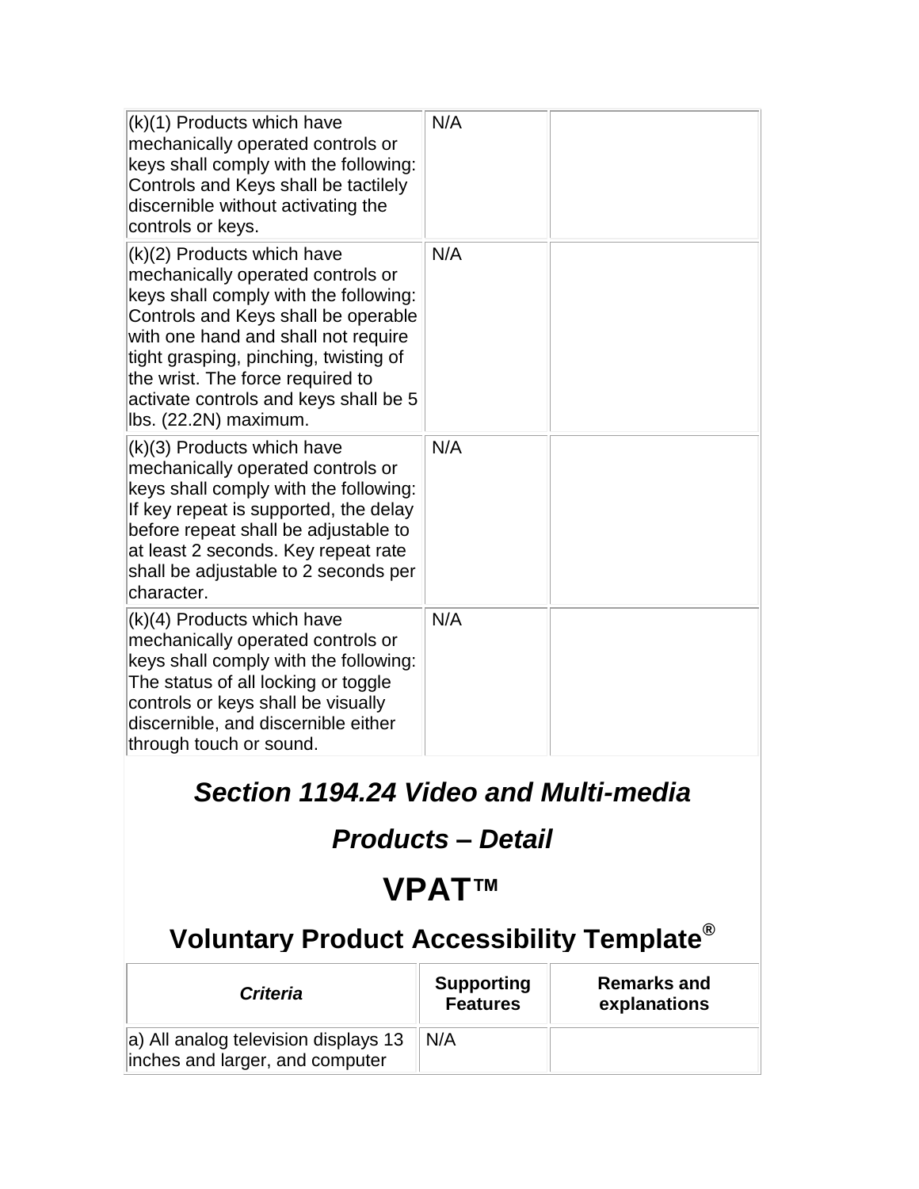| | | |
|---|---|---|
| (k)(1) Products which have mechanically operated controls or keys shall comply with the following: Controls and Keys shall be tactilely discernible without activating the controls or keys. | N/A | |
| (k)(2) Products which have mechanically operated controls or keys shall comply with the following: Controls and Keys shall be operable with one hand and shall not require tight grasping, pinching, twisting of the wrist. The force required to activate controls and keys shall be 5 lbs. (22.2N) maximum. | N/A | |
| (k)(3) Products which have mechanically operated controls or keys shall comply with the following: If key repeat is supported, the delay before repeat shall be adjustable to at least 2 seconds. Key repeat rate shall be adjustable to 2 seconds per character. | N/A | |
| (k)(4) Products which have mechanically operated controls or keys shall comply with the following: The status of all locking or toggle controls or keys shall be visually discernible, and discernible either through touch or sound. | N/A | |

## *Section 1194.24 Video and Multi-media Products – Detail*

# VPAT™

## Voluntary Product Accessibility Template®

| *Criteria* | Supporting Features | Remarks and explanations |
|---|---|---|
| a) All analog television displays 13 inches and larger, and computer | N/A | |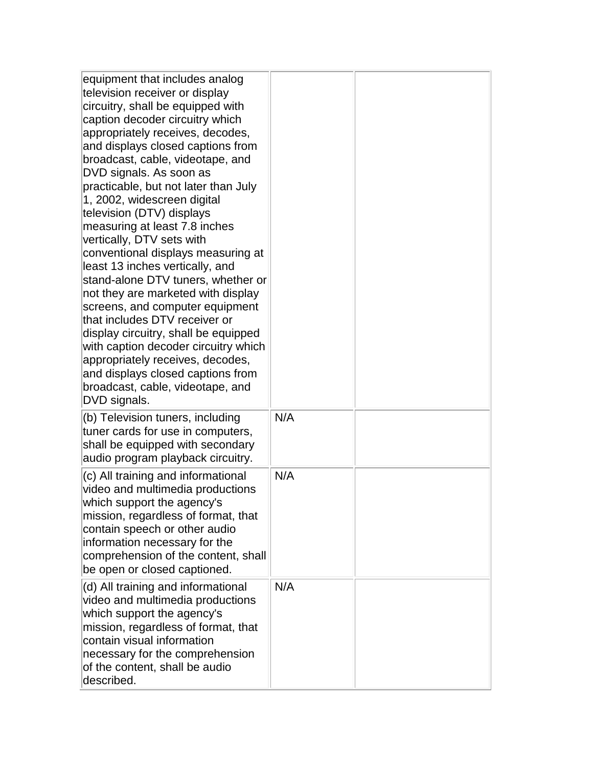| | | |
|---|---|---|
| equipment that includes analog television receiver or display circuitry, shall be equipped with caption decoder circuitry which appropriately receives, decodes, and displays closed captions from broadcast, cable, videotape, and DVD signals. As soon as practicable, but not later than July 1, 2002, widescreen digital television (DTV) displays measuring at least 7.8 inches vertically, DTV sets with conventional displays measuring at least 13 inches vertically, and stand-alone DTV tuners, whether or not they are marketed with display screens, and computer equipment that includes DTV receiver or display circuitry, shall be equipped with caption decoder circuitry which appropriately receives, decodes, and displays closed captions from broadcast, cable, videotape, and DVD signals. | | |
| (b) Television tuners, including tuner cards for use in computers, shall be equipped with secondary audio program playback circuitry. | N/A | |
| (c) All training and informational video and multimedia productions which support the agency's mission, regardless of format, that contain speech or other audio information necessary for the comprehension of the content, shall be open or closed captioned. | N/A | |
| (d) All training and informational video and multimedia productions which support the agency's mission, regardless of format, that contain visual information necessary for the comprehension of the content, shall be audio described. | N/A | |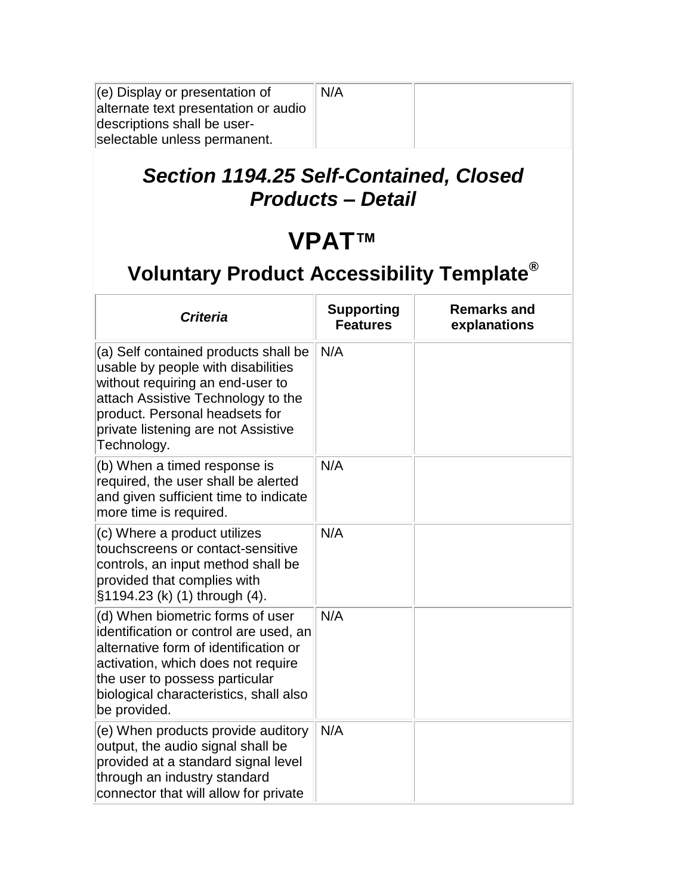| | | |
|---|---|---|
| (e) Display or presentation of alternate text presentation or audio descriptions shall be user-selectable unless permanent. | N/A | |

## *Section 1194.25 Self-Contained, Closed Products – Detail*

# VPAT™

## Voluntary Product Accessibility Template®

| *Criteria* | Supporting Features | Remarks and explanations |
|---|---|---|
| (a) Self contained products shall be usable by people with disabilities without requiring an end-user to attach Assistive Technology to the product. Personal headsets for private listening are not Assistive Technology. | N/A | |
| (b) When a timed response is required, the user shall be alerted and given sufficient time to indicate more time is required. | N/A | |
| (c) Where a product utilizes touchscreens or contact-sensitive controls, an input method shall be provided that complies with §1194.23 (k) (1) through (4). | N/A | |
| (d) When biometric forms of user identification or control are used, an alternative form of identification or activation, which does not require the user to possess particular biological characteristics, shall also be provided. | N/A | |
| (e) When products provide auditory output, the audio signal shall be provided at a standard signal level through an industry standard connector that will allow for private | N/A | |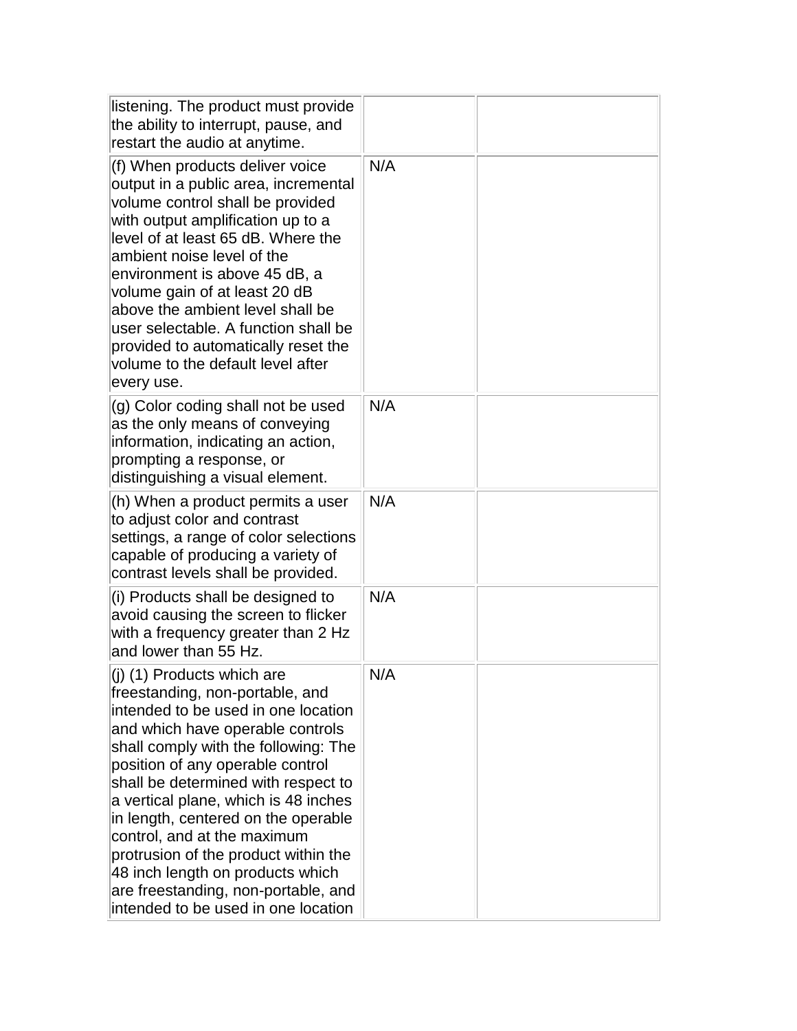| | | |
|---|---|---|
| listening. The product must provide the ability to interrupt, pause, and restart the audio at anytime. | | |
| (f) When products deliver voice output in a public area, incremental volume control shall be provided with output amplification up to a level of at least 65 dB. Where the ambient noise level of the environment is above 45 dB, a volume gain of at least 20 dB above the ambient level shall be user selectable. A function shall be provided to automatically reset the volume to the default level after every use. | N/A | |
| (g) Color coding shall not be used as the only means of conveying information, indicating an action, prompting a response, or distinguishing a visual element. | N/A | |
| (h) When a product permits a user to adjust color and contrast settings, a range of color selections capable of producing a variety of contrast levels shall be provided. | N/A | |
| (i) Products shall be designed to avoid causing the screen to flicker with a frequency greater than 2 Hz and lower than 55 Hz. | N/A | |
| (j) (1) Products which are freestanding, non-portable, and intended to be used in one location and which have operable controls shall comply with the following: The position of any operable control shall be determined with respect to a vertical plane, which is 48 inches in length, centered on the operable control, and at the maximum protrusion of the product within the 48 inch length on products which are freestanding, non-portable, and intended to be used in one location | N/A | |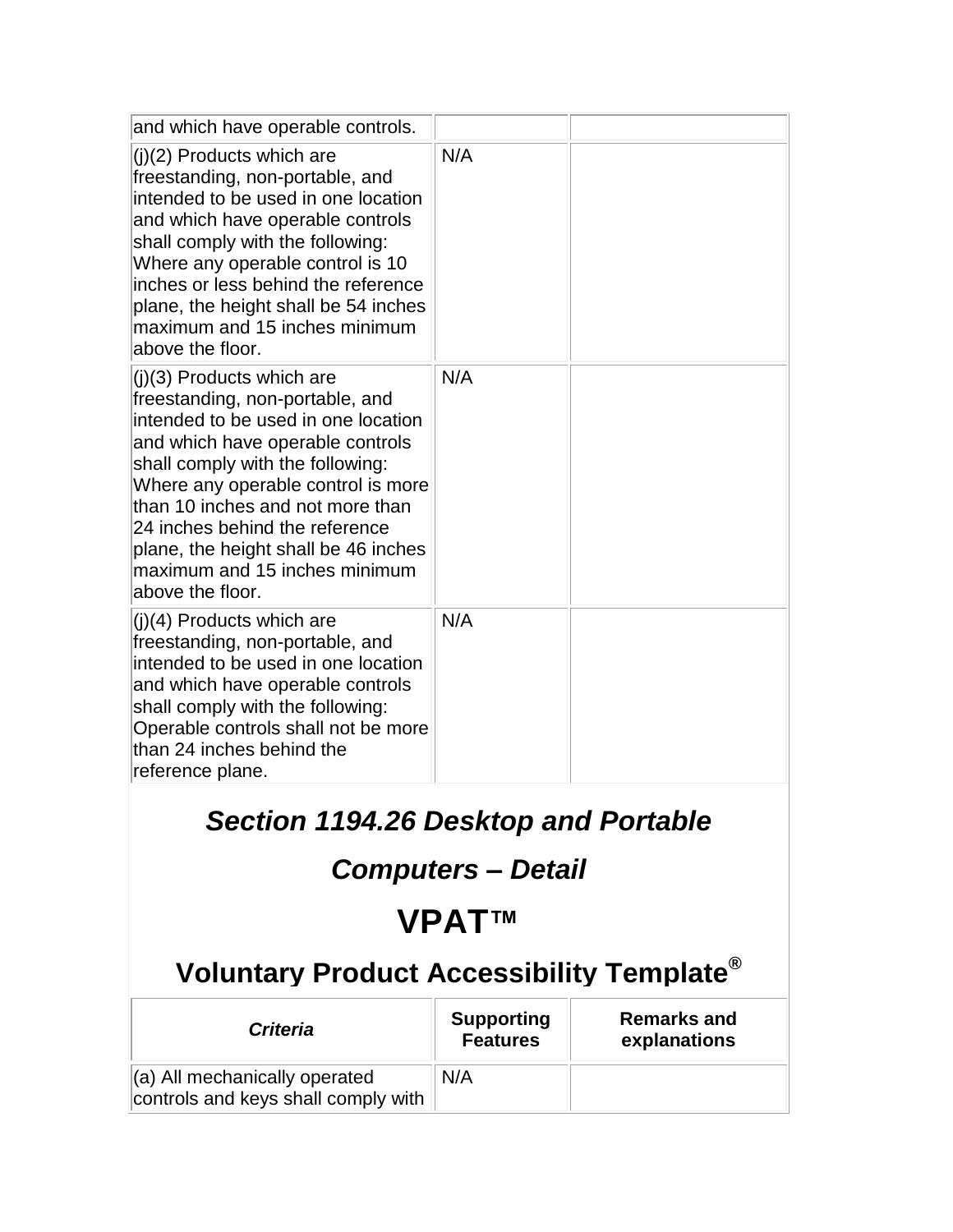| | | |
|---|---|---|
| and which have operable controls. | | |
| (j)(2) Products which are freestanding, non-portable, and intended to be used in one location and which have operable controls shall comply with the following: Where any operable control is 10 inches or less behind the reference plane, the height shall be 54 inches maximum and 15 inches minimum above the floor. | N/A | |
| (j)(3) Products which are freestanding, non-portable, and intended to be used in one location and which have operable controls shall comply with the following: Where any operable control is more than 10 inches and not more than 24 inches behind the reference plane, the height shall be 46 inches maximum and 15 inches minimum above the floor. | N/A | |
| (j)(4) Products which are freestanding, non-portable, and intended to be used in one location and which have operable controls shall comply with the following: Operable controls shall not be more than 24 inches behind the reference plane. | N/A | |

## *Section 1194.26 Desktop and Portable Computers – Detail*

# VPAT™

## Voluntary Product Accessibility Template®

| *Criteria* | Supporting Features | Remarks and explanations |
|---|---|---|
| (a) All mechanically operated controls and keys shall comply with | N/A | |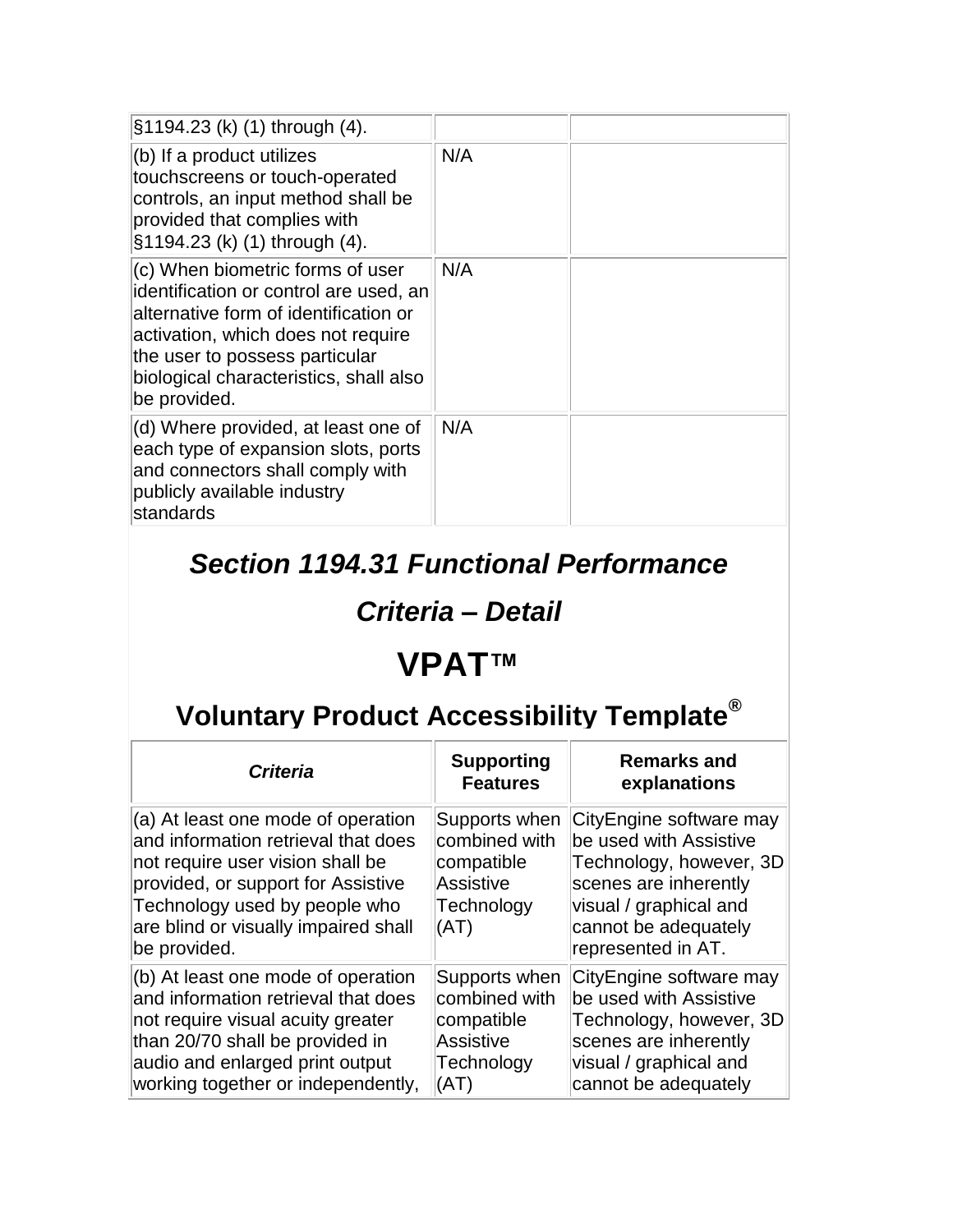| | | |
|---|---|---|
| §1194.23 (k) (1) through (4). | | |
| (b) If a product utilizes touchscreens or touch-operated controls, an input method shall be provided that complies with §1194.23 (k) (1) through (4). | N/A | |
| (c) When biometric forms of user identification or control are used, an alternative form of identification or activation, which does not require the user to possess particular biological characteristics, shall also be provided. | N/A | |
| (d) Where provided, at least one of each type of expansion slots, ports and connectors shall comply with publicly available industry standards | N/A | |

## *Section 1194.31 Functional Performance Criteria – Detail*

# VPAT™

## Voluntary Product Accessibility Template®

| *Criteria* | Supporting Features | Remarks and explanations |
|---|---|---|
| (a) At least one mode of operation and information retrieval that does not require user vision shall be provided, or support for Assistive Technology used by people who are blind or visually impaired shall be provided. | Supports when combined with compatible Assistive Technology (AT) | CityEngine software may be used with Assistive Technology, however, 3D scenes are inherently visual / graphical and cannot be adequately represented in AT. |
| (b) At least one mode of operation and information retrieval that does not require visual acuity greater than 20/70 shall be provided in audio and enlarged print output working together or independently, | Supports when combined with compatible Assistive Technology (AT) | CityEngine software may be used with Assistive Technology, however, 3D scenes are inherently visual / graphical and cannot be adequately |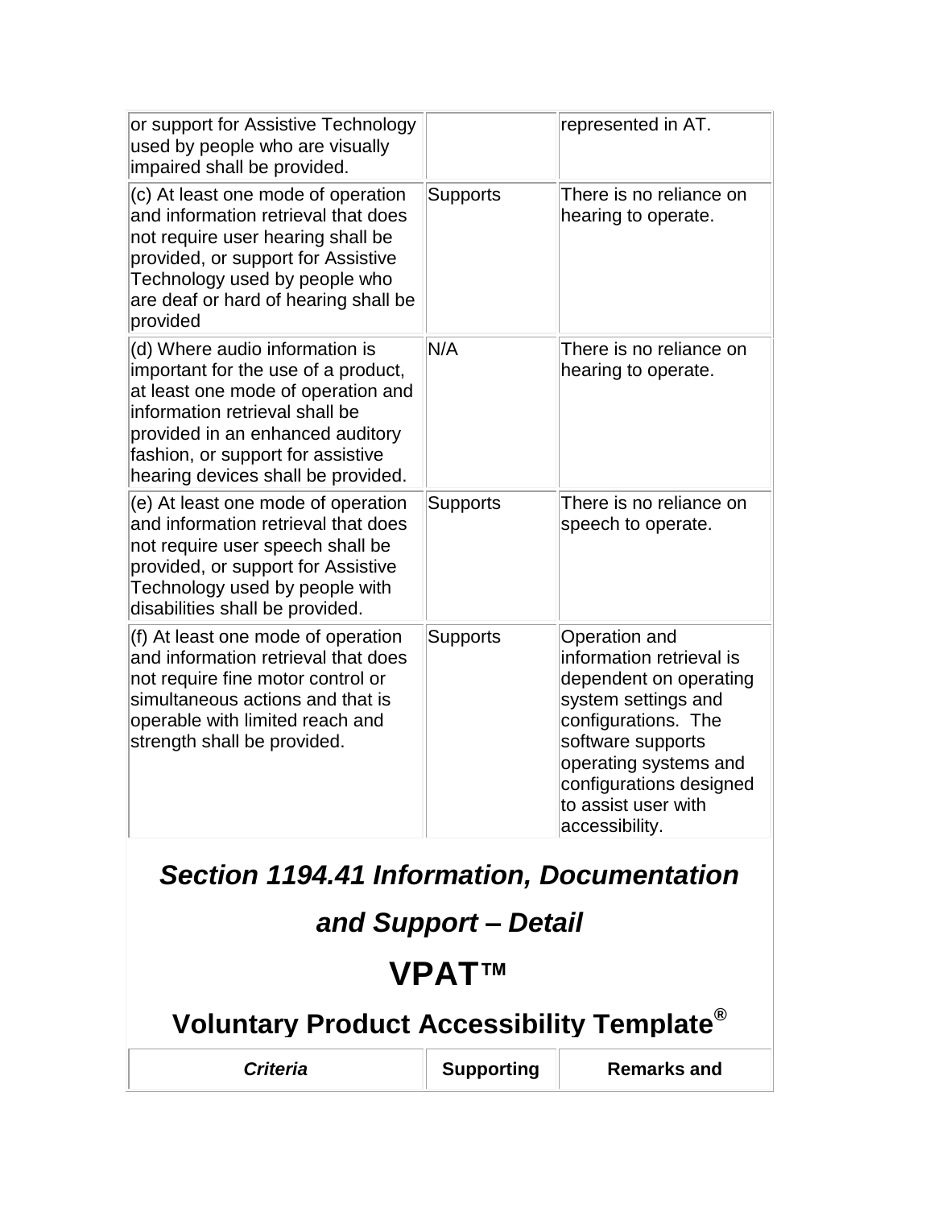| | | |
|---|---|---|
| or support for Assistive Technology used by people who are visually impaired shall be provided. | | represented in AT. |
| (c) At least one mode of operation and information retrieval that does not require user hearing shall be provided, or support for Assistive Technology used by people who are deaf or hard of hearing shall be provided | Supports | There is no reliance on hearing to operate. |
| (d) Where audio information is important for the use of a product, at least one mode of operation and information retrieval shall be provided in an enhanced auditory fashion, or support for assistive hearing devices shall be provided. | N/A | There is no reliance on hearing to operate. |
| (e) At least one mode of operation and information retrieval that does not require user speech shall be provided, or support for Assistive Technology used by people with disabilities shall be provided. | Supports | There is no reliance on speech to operate. |
| (f) At least one mode of operation and information retrieval that does not require fine motor control or simultaneous actions and that is operable with limited reach and strength shall be provided. | Supports | Operation and information retrieval is dependent on operating system settings and configurations. The software supports operating systems and configurations designed to assist user with accessibility. |

## *Section 1194.41 Information, Documentation and Support – Detail*

## VPAT™

## Voluntary Product Accessibility Template®

| ***Criteria*** | **Supporting** | **Remarks and** |
|---|---|---|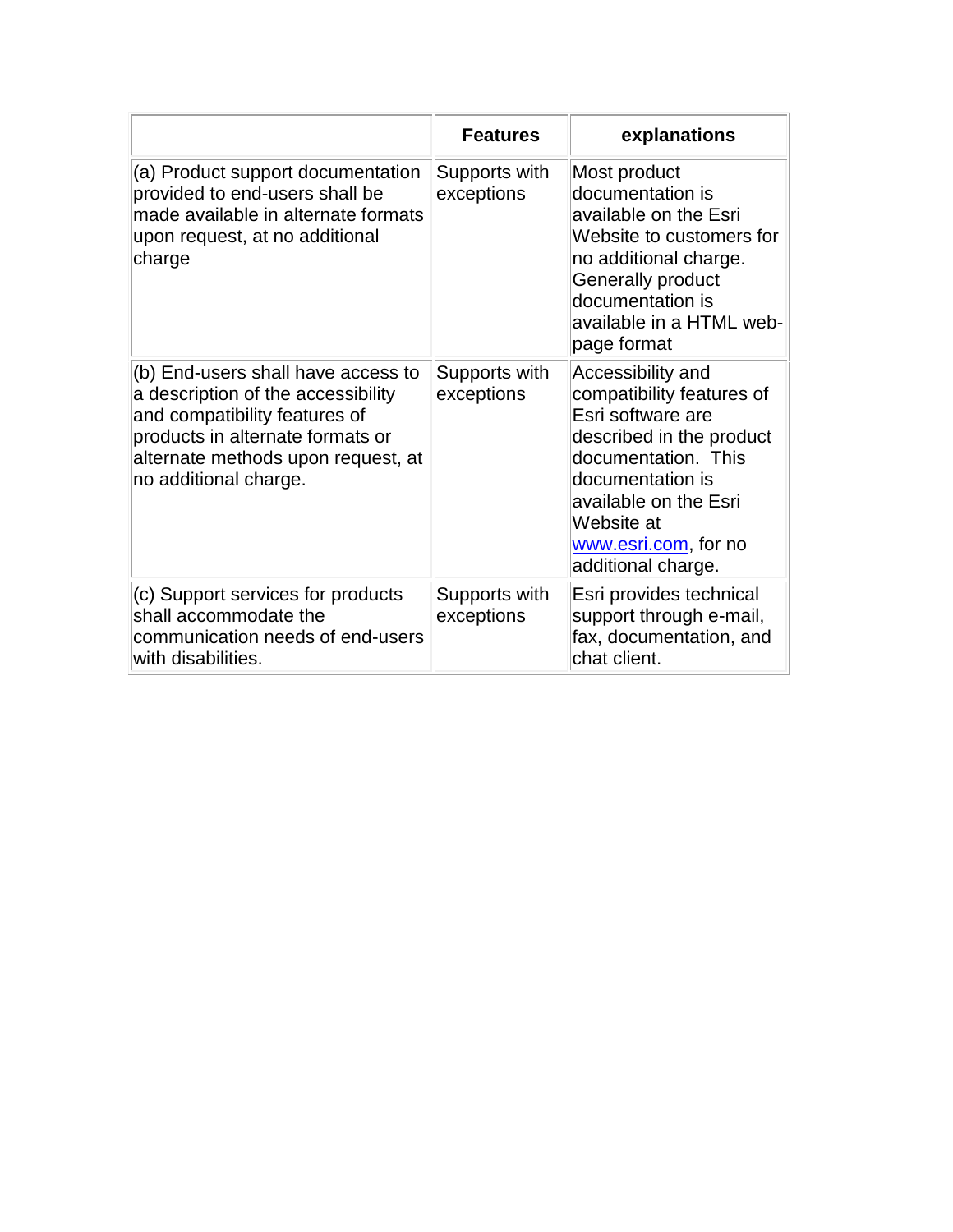| | Features | explanations |
|---|---|---|
| (a) Product support documentation provided to end-users shall be made available in alternate formats upon request, at no additional charge | Supports with exceptions | Most product documentation is available on the Esri Website to customers for no additional charge. Generally product documentation is available in a HTML web-page format |
| (b) End-users shall have access to a description of the accessibility and compatibility features of products in alternate formats or alternate methods upon request, at no additional charge. | Supports with exceptions | Accessibility and compatibility features of Esri software are described in the product documentation. This documentation is available on the Esri Website at www.esri.com, for no additional charge. |
| (c) Support services for products shall accommodate the communication needs of end-users with disabilities. | Supports with exceptions | Esri provides technical support through e-mail, fax, documentation, and chat client. |